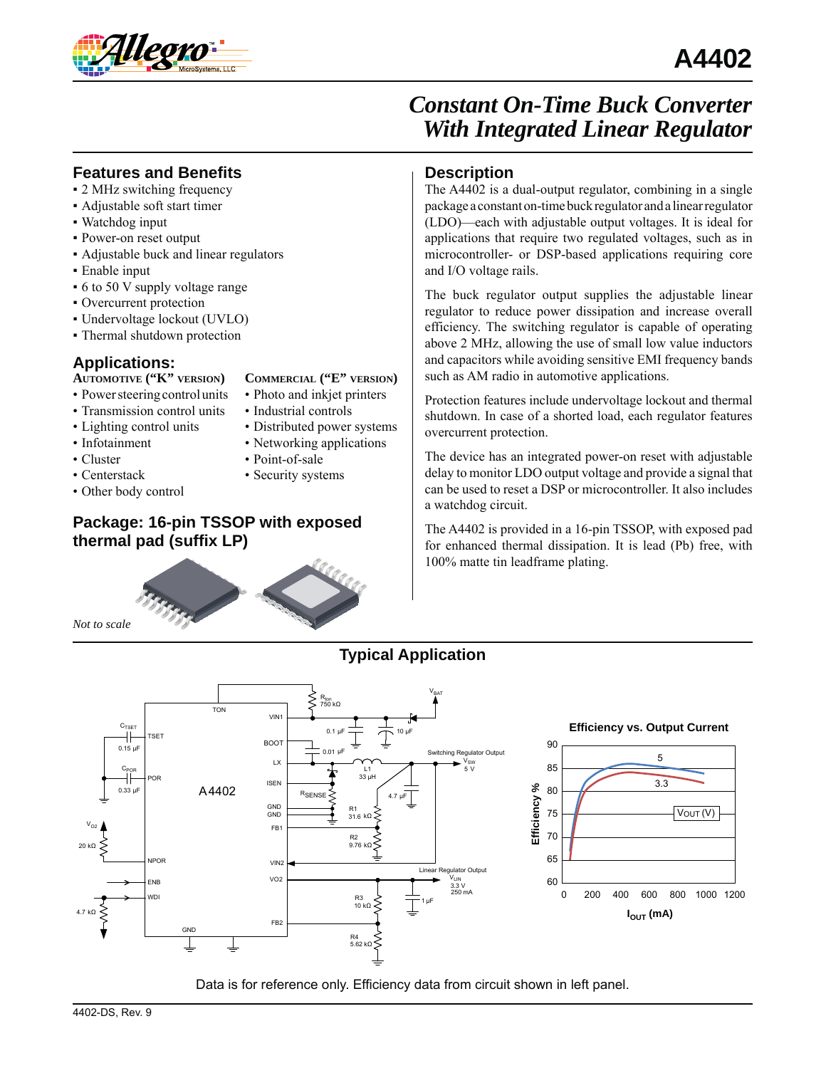# A4402

## Constant On-Time Buck Converter With Integrated Linear Regulator

## Features and Benefits

- 2 MHz switching frequency
- Adjustable soft start timer
- Watchdog input
- Power-on reset output
- Adjustable buck and linear regulators
- Enable input
- 6 to 50 V supply voltage range
- Overcurrent protection
- Undervoltage lockout (UVLO)
- Thermal shutdown protection

## Applications:

**Automotive ("K" version)**

- Power steering control units
- Transmission control units
- Lighting control units
- Infotainment
- Cluster
- Centerstack
- Other body control

**Commercial ("E" version)**

- Photo and inkjet printers
- Industrial controls
- Distributed power systems
- Networking applications
- Point-of-sale
- Security systems

## Package: 16-pin TSSOP with exposed thermal pad (suffix LP)

*Not to scale*

## Description

The A4402 is a dual-output regulator, combining in a single package a constant on-time buck regulator and a linear regulator (LDO)—each with adjustable output voltages. It is ideal for applications that require two regulated voltages, such as in microcontroller- or DSP-based applications requiring core and I/O voltage rails.

The buck regulator output supplies the adjustable linear regulator to reduce power dissipation and increase overall efficiency. The switching regulator is capable of operating above 2 MHz, allowing the use of small low value inductors and capacitors while avoiding sensitive EMI frequency bands such as AM radio in automotive applications.

Protection features include undervoltage lockout and thermal shutdown. In case of a shorted load, each regulator features overcurrent protection.

The device has an integrated power-on reset with adjustable delay to monitor LDO output voltage and provide a signal that can be used to reset a DSP or microcontroller. It also includes a watchdog circuit.

The A4402 is provided in a 16-pin TSSOP, with exposed pad for enhanced thermal dissipation. It is lead (Pb) free, with 100% matte tin leadframe plating.

## Typical Application

Data is for reference only. Efficiency data from circuit shown in left panel.

4402-DS, Rev. 9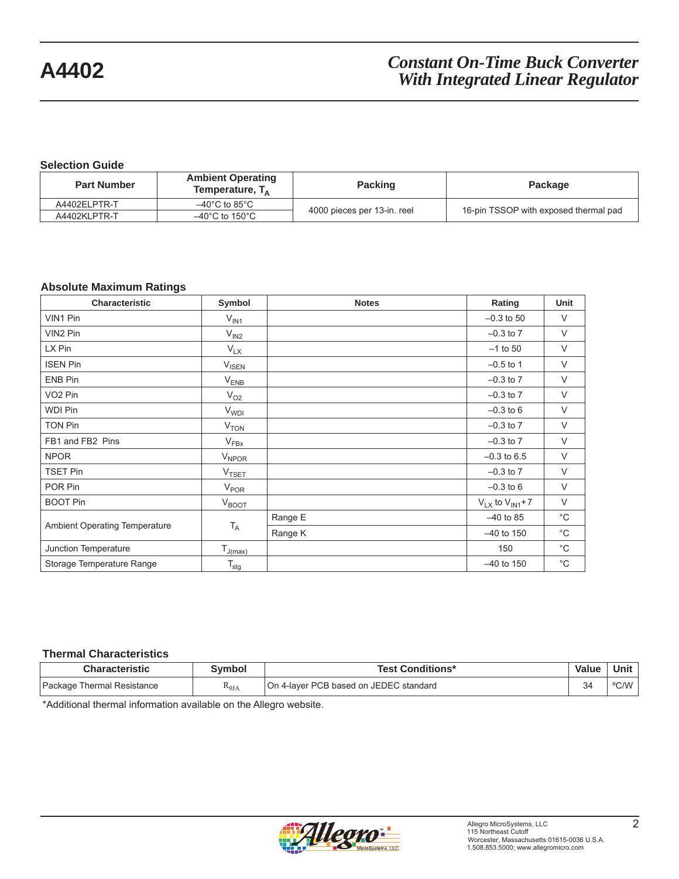## Selection Guide

| Part Number | Ambient Operating Temperature, $T_A$ | Packing | Package |
|---|---|---|---|
| A4402ELPTR-T | –40°C to 85°C | 4000 pieces per 13-in. reel | 16-pin TSSOP with exposed thermal pad |
| A4402KLPTR-T | –40°C to 150°C | | |

## Absolute Maximum Ratings

| Characteristic | Symbol | Notes | Rating | Unit |
|---|---|---|---|---|
| VIN1 Pin | $V_{IN1}$ | | –0.3 to 50 | V |
| VIN2 Pin | $V_{IN2}$ | | –0.3 to 7 | V |
| LX Pin | $V_{LX}$ | | –1 to 50 | V |
| ISEN Pin | $V_{ISEN}$ | | –0.5 to 1 | V |
| ENB Pin | $V_{ENB}$ | | –0.3 to 7 | V |
| VO2 Pin | $V_{O2}$ | | –0.3 to 7 | V |
| WDI Pin | $V_{WDI}$ | | –0.3 to 6 | V |
| TON Pin | $V_{TON}$ | | –0.3 to 7 | V |
| FB1 and FB2 Pins | $V_{FBx}$ | | –0.3 to 7 | V |
| NPOR | $V_{NPOR}$ | | –0.3 to 6.5 | V |
| TSET Pin | $V_{TSET}$ | | –0.3 to 7 | V |
| POR Pin | $V_{POR}$ | | –0.3 to 6 | V |
| BOOT Pin | $V_{BOOT}$ | | $V_{LX}$ to $V_{IN1}$+7 | V |
| Ambient Operating Temperature | $T_A$ | Range E | –40 to 85 | °C |
| | | Range K | –40 to 150 | °C |
| Junction Temperature | $T_{J(max)}$ | | 150 | °C |
| Storage Temperature Range | $T_{stg}$ | | –40 to 150 | °C |

## Thermal Characteristics

| Characteristic | Symbol | Test Conditions* | Value | Unit |
|---|---|---|---|---|
| Package Thermal Resistance | $R_{\theta JA}$ | On 4-layer PCB based on JEDEC standard | 34 | ºC/W |

*Additional thermal information available on the Allegro website.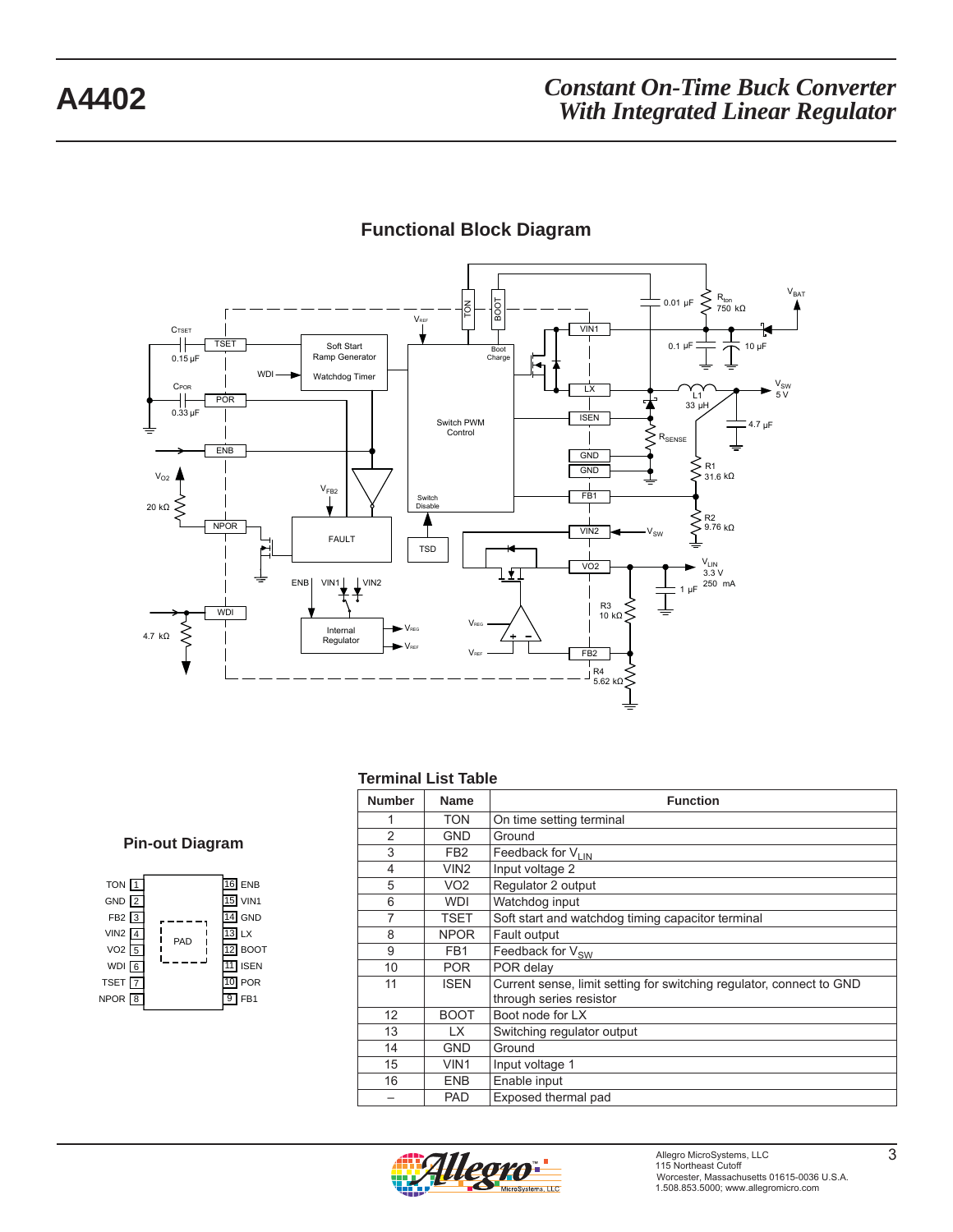## Functional Block Diagram

## Pin-out Diagram

| Pin | Name | | Pin | Name |
|---|---|---|---|---|
| 1 | TON | | 16 | ENB |
| 2 | GND | | 15 | VIN1 |
| 3 | FB2 | | 14 | GND |
| 4 | VIN2 | PAD | 13 | LX |
| 5 | VO2 | | 12 | BOOT |
| 6 | WDI | | 11 | ISEN |
| 7 | TSET | | 10 | POR |
| 8 | NPOR | | 9 | FB1 |

## Terminal List Table

| Number | Name | Function |
|---|---|---|
| 1 | TON | On time setting terminal |
| 2 | GND | Ground |
| 3 | FB2 | Feedback for $V_{LIN}$ |
| 4 | VIN2 | Input voltage 2 |
| 5 | VO2 | Regulator 2 output |
| 6 | WDI | Watchdog input |
| 7 | TSET | Soft start and watchdog timing capacitor terminal |
| 8 | NPOR | Fault output |
| 9 | FB1 | Feedback for $V_{SW}$ |
| 10 | POR | POR delay |
| 11 | ISEN | Current sense, limit setting for switching regulator, connect to GND through series resistor |
| 12 | BOOT | Boot node for LX |
| 13 | LX | Switching regulator output |
| 14 | GND | Ground |
| 15 | VIN1 | Input voltage 1 |
| 16 | ENB | Enable input |
| – | PAD | Exposed thermal pad |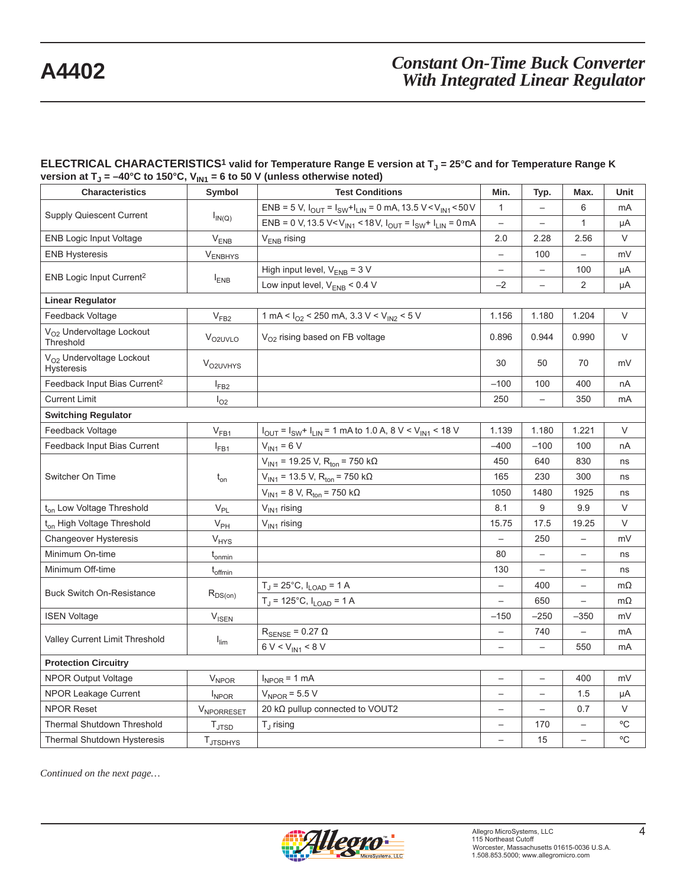**ELECTRICAL CHARACTERISTICS**[1] **valid for Temperature Range E version at $T_J$ = 25°C and for Temperature Range K version at $T_J$ = –40°C to 150°C, $V_{IN1}$ = 6 to 50 V (unless otherwise noted)**

| Characteristics | Symbol | Test Conditions | Min. | Typ. | Max. | Unit |
|---|---|---|---|---|---|---|
| Supply Quiescent Current | $I_{IN(Q)}$ | ENB = 5 V, $I_{OUT} = I_{SW}+I_{LIN}$ = 0 mA, 13.5 V < $V_{IN1}$ < 50 V | 1 | – | 6 | mA |
| | | ENB = 0 V, 13.5 V < $V_{IN1}$ < 18 V, $I_{OUT} = I_{SW}+I_{LIN}$ = 0 mA | – | – | 1 | µA |
| ENB Logic Input Voltage | $V_{ENB}$ | $V_{ENB}$ rising | 2.0 | 2.28 | 2.56 | V |
| ENB Hysteresis | $V_{ENBHYS}$ | | – | 100 | – | mV |
| ENB Logic Input Current[2] | $I_{ENB}$ | High input level, $V_{ENB}$ = 3 V | – | – | 100 | µA |
| | | Low input level, $V_{ENB}$ < 0.4 V | –2 | – | 2 | µA |
| **Linear Regulator** | | | | | | |
| Feedback Voltage | $V_{FB2}$ | 1 mA < $I_{O2}$ < 250 mA, 3.3 V < $V_{IN2}$ < 5 V | 1.156 | 1.180 | 1.204 | V |
| $V_{O2}$ Undervoltage Lockout Threshold | $V_{O2UVLO}$ | $V_{O2}$ rising based on FB voltage | 0.896 | 0.944 | 0.990 | V |
| $V_{O2}$ Undervoltage Lockout Hysteresis | $V_{O2UVHYS}$ | | 30 | 50 | 70 | mV |
| Feedback Input Bias Current[2] | $I_{FB2}$ | | –100 | 100 | 400 | nA |
| Current Limit | $I_{O2}$ | | 250 | – | 350 | mA |
| **Switching Regulator** | | | | | | |
| Feedback Voltage | $V_{FB1}$ | $I_{OUT} = I_{SW}+I_{LIN}$ = 1 mA to 1.0 A, 8 V < $V_{IN1}$ < 18 V | 1.139 | 1.180 | 1.221 | V |
| Feedback Input Bias Current | $I_{FB1}$ | $V_{IN1}$ = 6 V | –400 | –100 | 100 | nA |
| Switcher On Time | $t_{on}$ | $V_{IN1}$ = 19.25 V, $R_{ton}$ = 750 kΩ | 450 | 640 | 830 | ns |
| | | $V_{IN1}$ = 13.5 V, $R_{ton}$ = 750 kΩ | 165 | 230 | 300 | ns |
| | | $V_{IN1}$ = 8 V, $R_{ton}$ = 750 kΩ | 1050 | 1480 | 1925 | ns |
| $t_{on}$ Low Voltage Threshold | $V_{PL}$ | $V_{IN1}$ rising | 8.1 | 9 | 9.9 | V |
| $t_{on}$ High Voltage Threshold | $V_{PH}$ | $V_{IN1}$ rising | 15.75 | 17.5 | 19.25 | V |
| Changeover Hysteresis | $V_{HYS}$ | | – | 250 | – | mV |
| Minimum On-time | $t_{onmin}$ | | 80 | – | – | ns |
| Minimum Off-time | $t_{offmin}$ | | 130 | – | – | ns |
| Buck Switch On-Resistance | $R_{DS(on)}$ | $T_J$ = 25°C, $I_{LOAD}$ = 1 A | – | 400 | – | mΩ |
| | | $T_J$ = 125°C, $I_{LOAD}$ = 1 A | – | 650 | – | mΩ |
| ISEN Voltage | $V_{ISEN}$ | | –150 | –250 | –350 | mV |
| Valley Current Limit Threshold | $I_{lim}$ | $R_{SENSE}$ = 0.27 Ω | – | 740 | – | mA |
| | | 6 V < $V_{IN1}$ < 8 V | – | – | 550 | mA |
| **Protection Circuitry** | | | | | | |
| NPOR Output Voltage | $V_{NPOR}$ | $I_{NPOR}$ = 1 mA | – | – | 400 | mV |
| NPOR Leakage Current | $I_{NPOR}$ | $V_{NPOR}$ = 5.5 V | – | – | 1.5 | µA |
| NPOR Reset | $V_{NPORRESET}$ | 20 kΩ pullup connected to VOUT2 | – | – | 0.7 | V |
| Thermal Shutdown Threshold | $T_{JTSD}$ | $T_J$ rising | – | 170 | – | ºC |
| Thermal Shutdown Hysteresis | $T_{JTSDHYS}$ | | – | 15 | – | ºC |

*Continued on the next page…*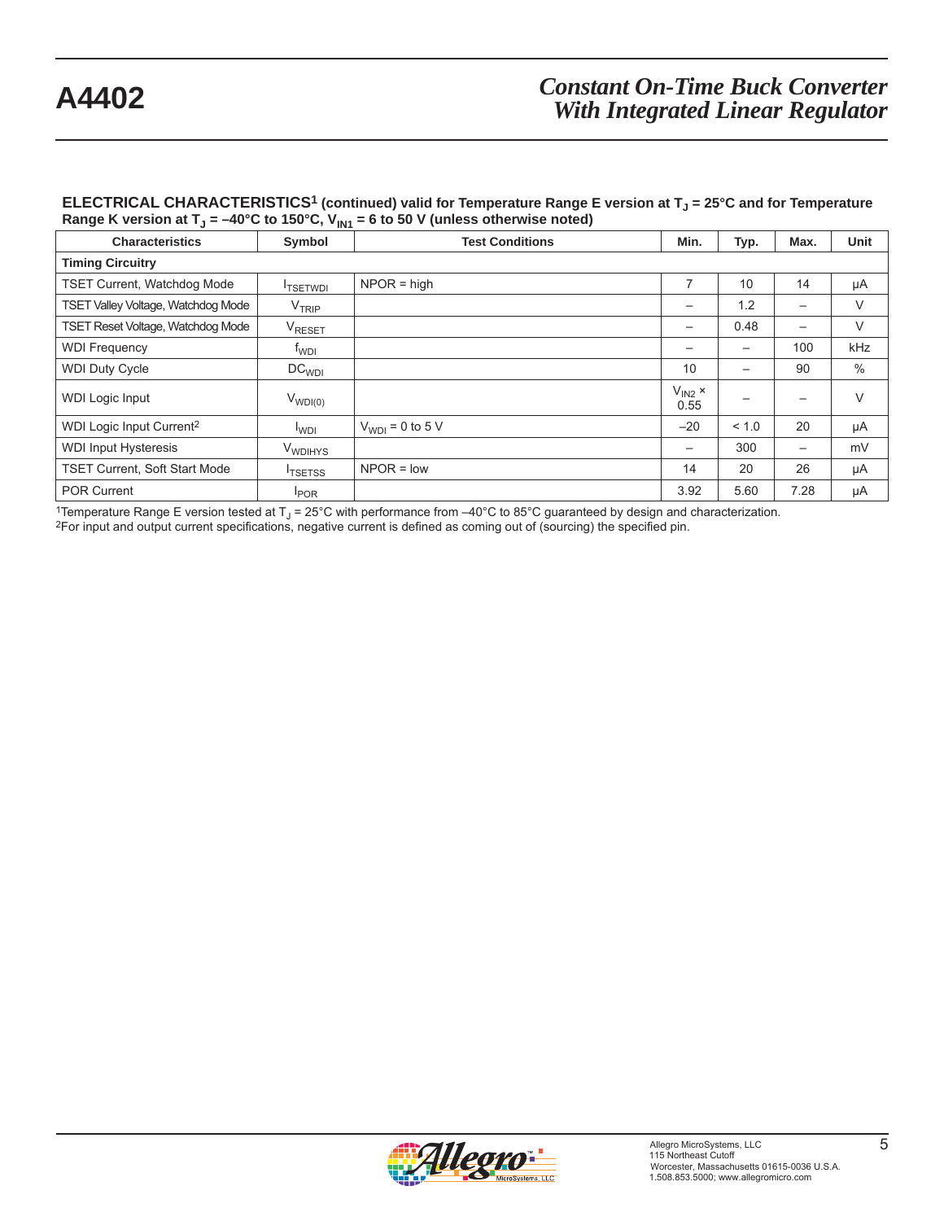**ELECTRICAL CHARACTERISTICS[1] (continued) valid for Temperature Range E version at $T_J$ = 25°C and for Temperature Range K version at $T_J$ = –40°C to 150°C, $V_{IN1}$ = 6 to 50 V (unless otherwise noted)**

| Characteristics | Symbol | Test Conditions | Min. | Typ. | Max. | Unit |
|---|---|---|---|---|---|---|
| **Timing Circuitry** | | | | | | |
| TSET Current, Watchdog Mode | $I_{TSETWDI}$ | NPOR = high | 7 | 10 | 14 | μA |
| TSET Valley Voltage, Watchdog Mode | $V_{TRIP}$ | | – | 1.2 | – | V |
| TSET Reset Voltage, Watchdog Mode | $V_{RESET}$ | | – | 0.48 | – | V |
| WDI Frequency | $f_{WDI}$ | | – | – | 100 | kHz |
| WDI Duty Cycle | $DC_{WDI}$ | | 10 | – | 90 | % |
| WDI Logic Input | $V_{WDI(0)}$ | | $V_{IN2}$ × 0.55 | – | – | V |
| WDI Logic Input Current[2] | $I_{WDI}$ | $V_{WDI}$ = 0 to 5 V | –20 | < 1.0 | 20 | μA |
| WDI Input Hysteresis | $V_{WDIHYS}$ | | – | 300 | – | mV |
| TSET Current, Soft Start Mode | $I_{TSETSS}$ | NPOR = low | 14 | 20 | 26 | μA |
| POR Current | $I_{POR}$ | | 3.92 | 5.60 | 7.28 | μA |

[1]Temperature Range E version tested at $T_J$ = 25°C with performance from –40°C to 85°C guaranteed by design and characterization.
[2]For input and output current specifications, negative current is defined as coming out of (sourcing) the specified pin.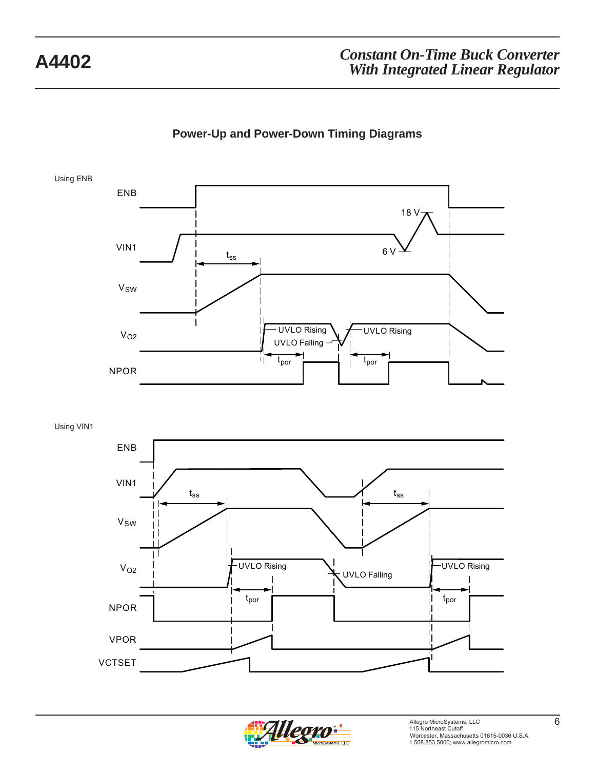## Power-Up and Power-Down Timing Diagrams

Using ENB

ENB

VIN1

18 V

6 V

$t_{ss}$

$V_{SW}$

$V_{O2}$

UVLO Rising

UVLO Falling

UVLO Rising

$t_{por}$

$t_{por}$

NPOR

Using VIN1

ENB

VIN1

$t_{ss}$

$t_{ss}$

$V_{SW}$

$V_{O2}$

UVLO Rising

UVLO Falling

UVLO Rising

$t_{por}$

$t_{por}$

NPOR

VPOR

VCTSET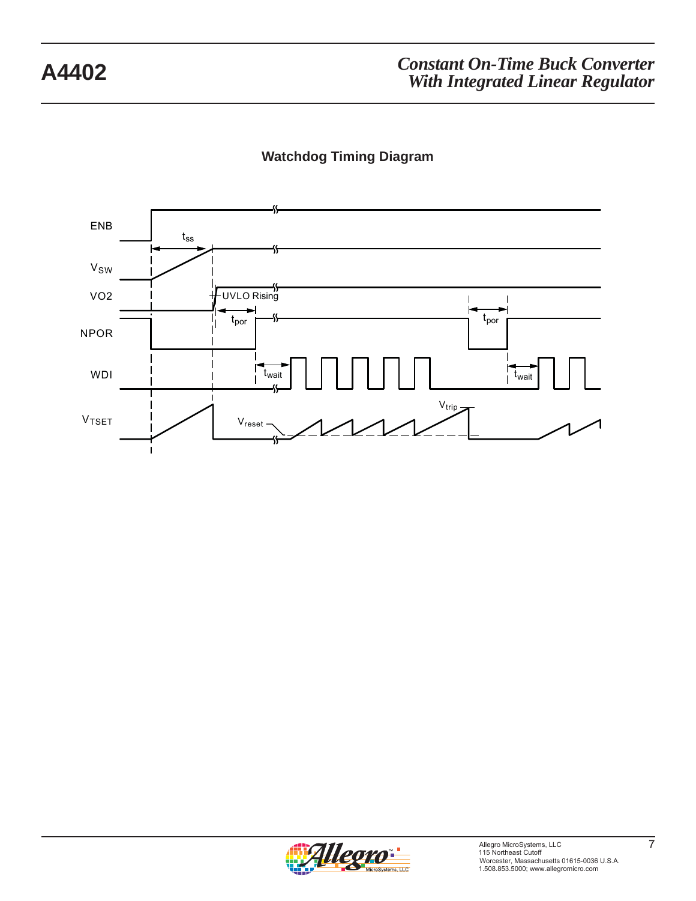## Watchdog Timing Diagram

ENB

$t_{ss}$

$V_{SW}$

VO2

UVLO Rising

$t_{por}$

$t_{por}$

NPOR

WDI

$t_{wait}$

$t_{wait}$

$V_{trip}$

$V_{TSET}$

$V_{reset}$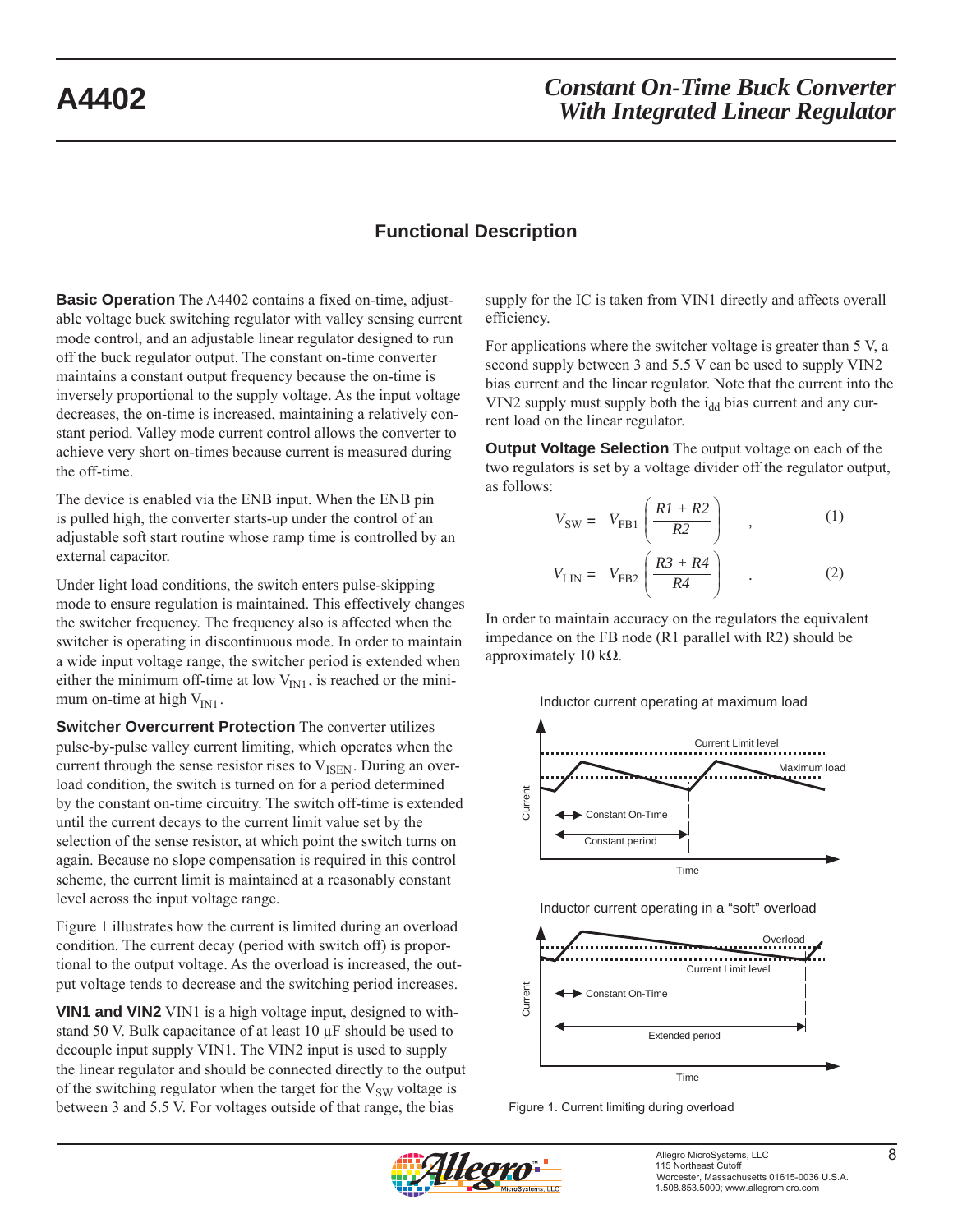## Functional Description

**Basic Operation** The A4402 contains a fixed on-time, adjustable voltage buck switching regulator with valley sensing current mode control, and an adjustable linear regulator designed to run off the buck regulator output. The constant on-time converter maintains a constant output frequency because the on-time is inversely proportional to the supply voltage. As the input voltage decreases, the on-time is increased, maintaining a relatively constant period. Valley mode current control allows the converter to achieve very short on-times because current is measured during the off-time.

The device is enabled via the ENB input. When the ENB pin is pulled high, the converter starts-up under the control of an adjustable soft start routine whose ramp time is controlled by an external capacitor.

Under light load conditions, the switch enters pulse-skipping mode to ensure regulation is maintained. This effectively changes the switcher frequency. The frequency also is affected when the switcher is operating in discontinuous mode. In order to maintain a wide input voltage range, the switcher period is extended when either the minimum off-time at low $V_{IN1}$, is reached or the minimum on-time at high $V_{IN1}$.

**Switcher Overcurrent Protection** The converter utilizes pulse-by-pulse valley current limiting, which operates when the current through the sense resistor rises to $V_{ISEN}$. During an overload condition, the switch is turned on for a period determined by the constant on-time circuitry. The switch off-time is extended until the current decays to the current limit value set by the selection of the sense resistor, at which point the switch turns on again. Because no slope compensation is required in this control scheme, the current limit is maintained at a reasonably constant level across the input voltage range.

Figure 1 illustrates how the current is limited during an overload condition. The current decay (period with switch off) is proportional to the output voltage. As the overload is increased, the output voltage tends to decrease and the switching period increases.

**VIN1 and VIN2** VIN1 is a high voltage input, designed to withstand 50 V. Bulk capacitance of at least 10 µF should be used to decouple input supply VIN1. The VIN2 input is used to supply the linear regulator and should be connected directly to the output of the switching regulator when the target for the $V_{SW}$ voltage is between 3 and 5.5 V. For voltages outside of that range, the bias supply for the IC is taken from VIN1 directly and affects overall efficiency.

For applications where the switcher voltage is greater than 5 V, a second supply between 3 and 5.5 V can be used to supply VIN2 bias current and the linear regulator. Note that the current into the VIN2 supply must supply both the $i_{dd}$ bias current and any current load on the linear regulator.

**Output Voltage Selection** The output voltage on each of the two regulators is set by a voltage divider off the regulator output, as follows:

$$V_{SW} = V_{FB1}\left(\frac{R1 + R2}{R2}\right) , \qquad (1)$$

$$V_{LIN} = V_{FB2}\left(\frac{R3 + R4}{R4}\right) . \qquad (2)$$

In order to maintain accuracy on the regulators the equivalent impedance on the FB node (R1 parallel with R2) should be approximately 10 kΩ.

Inductor current operating at maximum load

Inductor current operating in a "soft" overload

Figure 1. Current limiting during overload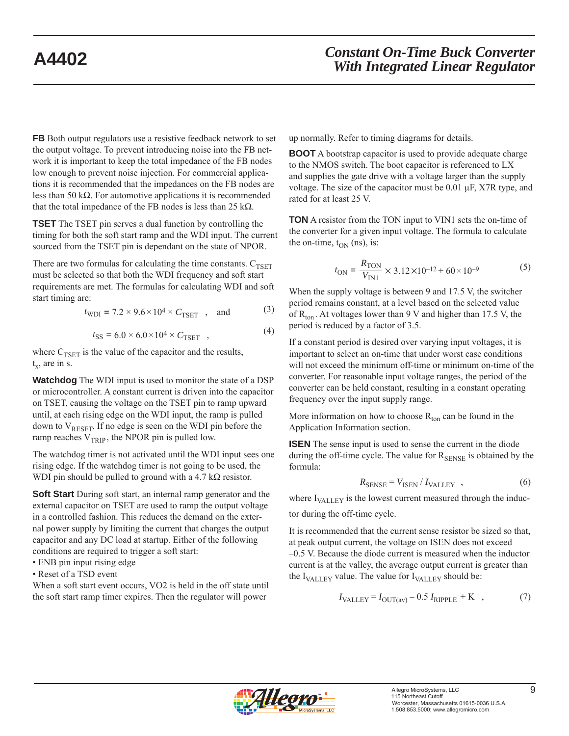**FB** Both output regulators use a resistive feedback network to set the output voltage. To prevent introducing noise into the FB network it is important to keep the total impedance of the FB nodes low enough to prevent noise injection. For commercial applications it is recommended that the impedances on the FB nodes are less than 50 kΩ. For automotive applications it is recommended that the total impedance of the FB nodes is less than 25 kΩ.

**TSET** The TSET pin serves a dual function by controlling the timing for both the soft start ramp and the WDI input. The current sourced from the TSET pin is dependant on the state of NPOR.

There are two formulas for calculating the time constants. $C_{TSET}$ must be selected so that both the WDI frequency and soft start requirements are met. The formulas for calculating WDI and soft start timing are:

$$t_{WDI} = 7.2 \times 9.6 \times 10^4 \times C_{TSET} \quad , \quad \text{and} \tag{3}$$

$$t_{SS} = 6.0 \times 6.0 \times 10^4 \times C_{TSET} \quad , \tag{4}$$

where $C_{TSET}$ is the value of the capacitor and the results, $t_x$, are in s.

**Watchdog** The WDI input is used to monitor the state of a DSP or microcontroller. A constant current is driven into the capacitor on TSET, causing the voltage on the TSET pin to ramp upward until, at each rising edge on the WDI input, the ramp is pulled down to $V_{RESET}$. If no edge is seen on the WDI pin before the ramp reaches $V_{TRIP}$, the NPOR pin is pulled low.

The watchdog timer is not activated until the WDI input sees one rising edge. If the watchdog timer is not going to be used, the WDI pin should be pulled to ground with a 4.7 kΩ resistor.

**Soft Start** During soft start, an internal ramp generator and the external capacitor on TSET are used to ramp the output voltage in a controlled fashion. This reduces the demand on the external power supply by limiting the current that charges the output capacitor and any DC load at startup. Either of the following conditions are required to trigger a soft start:

- ENB pin input rising edge
- Reset of a TSD event

When a soft start event occurs, VO2 is held in the off state until the soft start ramp timer expires. Then the regulator will power up normally. Refer to timing diagrams for details.

**BOOT** A bootstrap capacitor is used to provide adequate charge to the NMOS switch. The boot capacitor is referenced to LX and supplies the gate drive with a voltage larger than the supply voltage. The size of the capacitor must be 0.01 µF, X7R type, and rated for at least 25 V.

**TON** A resistor from the TON input to VIN1 sets the on-time of the converter for a given input voltage. The formula to calculate the on-time, $t_{ON}$ (ns), is:

$$t_{ON} = \frac{R_{TON}}{V_{IN1}} \times 3.12 \times 10^{-12} + 60 \times 10^{-9} \tag{5}$$

When the supply voltage is between 9 and 17.5 V, the switcher period remains constant, at a level based on the selected value of $R_{ton}$. At voltages lower than 9 V and higher than 17.5 V, the period is reduced by a factor of 3.5.

If a constant period is desired over varying input voltages, it is important to select an on-time that under worst case conditions will not exceed the minimum off-time or minimum on-time of the converter. For reasonable input voltage ranges, the period of the converter can be held constant, resulting in a constant operating frequency over the input supply range.

More information on how to choose $R_{ton}$ can be found in the Application Information section.

**ISEN** The sense input is used to sense the current in the diode during the off-time cycle. The value for $R_{SENSE}$ is obtained by the formula:

$$R_{SENSE} = V_{ISEN} / I_{VALLEY} \quad , \tag{6}$$

where $I_{VALLEY}$ is the lowest current measured through the inductor during the off-time cycle.

It is recommended that the current sense resistor be sized so that, at peak output current, the voltage on ISEN does not exceed –0.5 V. Because the diode current is measured when the inductor current is at the valley, the average output current is greater than the $I_{VALLEY}$ value. The value for $I_{VALLEY}$ should be:

$$I_{VALLEY} = I_{OUT(av)} - 0.5\, I_{RIPPLE} + K \quad , \tag{7}$$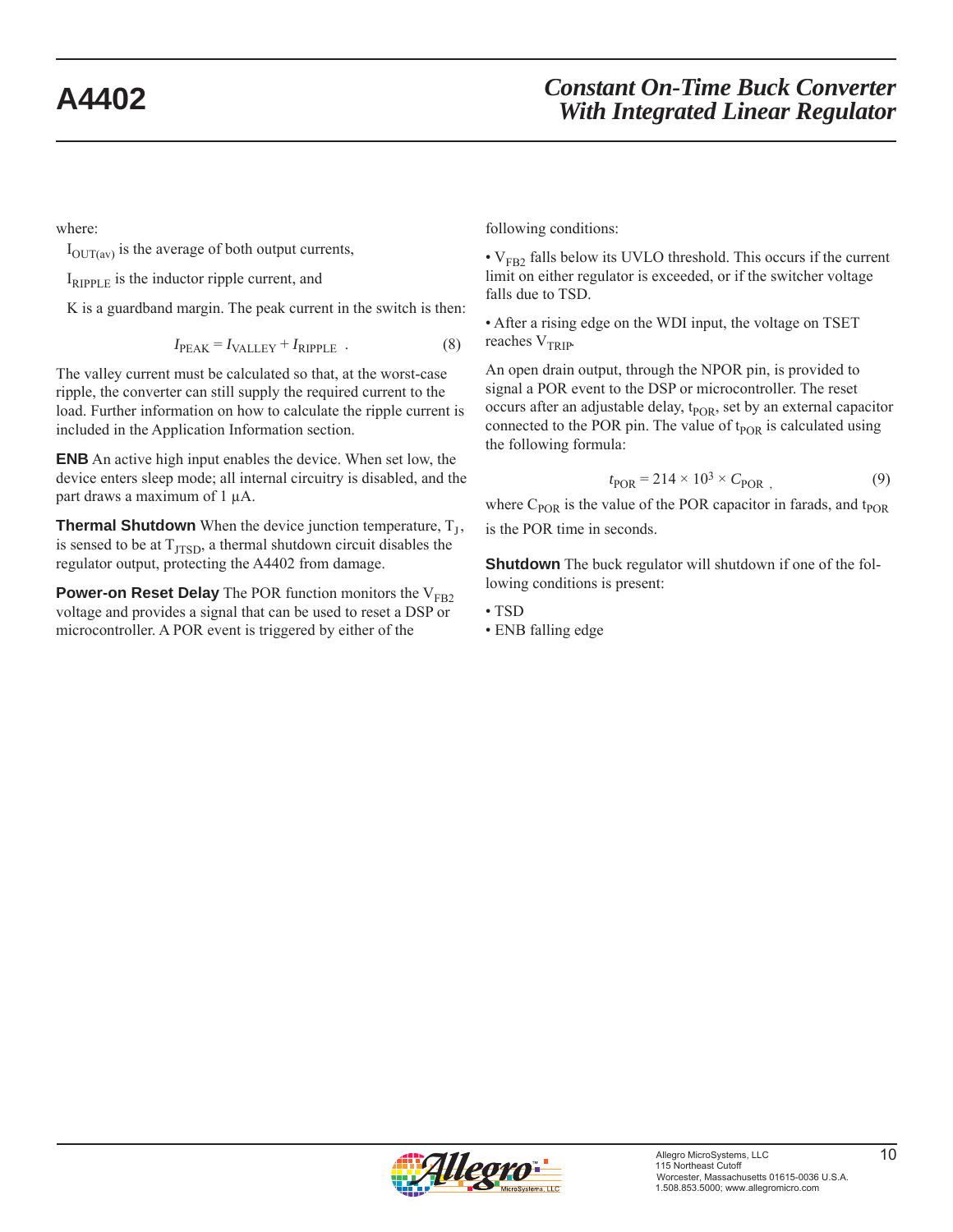where:

$I_{OUT(av)}$ is the average of both output currents,

$I_{RIPPLE}$ is the inductor ripple current, and

K is a guardband margin. The peak current in the switch is then:

$$I_{PEAK} = I_{VALLEY} + I_{RIPPLE} \quad . \qquad (8)$$

The valley current must be calculated so that, at the worst-case ripple, the converter can still supply the required current to the load. Further information on how to calculate the ripple current is included in the Application Information section.

**ENB** An active high input enables the device. When set low, the device enters sleep mode; all internal circuitry is disabled, and the part draws a maximum of 1 µA.

**Thermal Shutdown** When the device junction temperature, $T_J$, is sensed to be at $T_{JTSD}$, a thermal shutdown circuit disables the regulator output, protecting the A4402 from damage.

**Power-on Reset Delay** The POR function monitors the $V_{FB2}$ voltage and provides a signal that can be used to reset a DSP or microcontroller. A POR event is triggered by either of the following conditions:

- $V_{FB2}$ falls below its UVLO threshold. This occurs if the current limit on either regulator is exceeded, or if the switcher voltage falls due to TSD.
- After a rising edge on the WDI input, the voltage on TSET reaches $V_{TRIP}$.

An open drain output, through the NPOR pin, is provided to signal a POR event to the DSP or microcontroller. The reset occurs after an adjustable delay, $t_{POR}$, set by an external capacitor connected to the POR pin. The value of $t_{POR}$ is calculated using the following formula:

$$t_{POR} = 214 \times 10^3 \times C_{POR} \ , \qquad (9)$$

where $C_{POR}$ is the value of the POR capacitor in farads, and $t_{POR}$ is the POR time in seconds.

**Shutdown** The buck regulator will shutdown if one of the following conditions is present:

- TSD
- ENB falling edge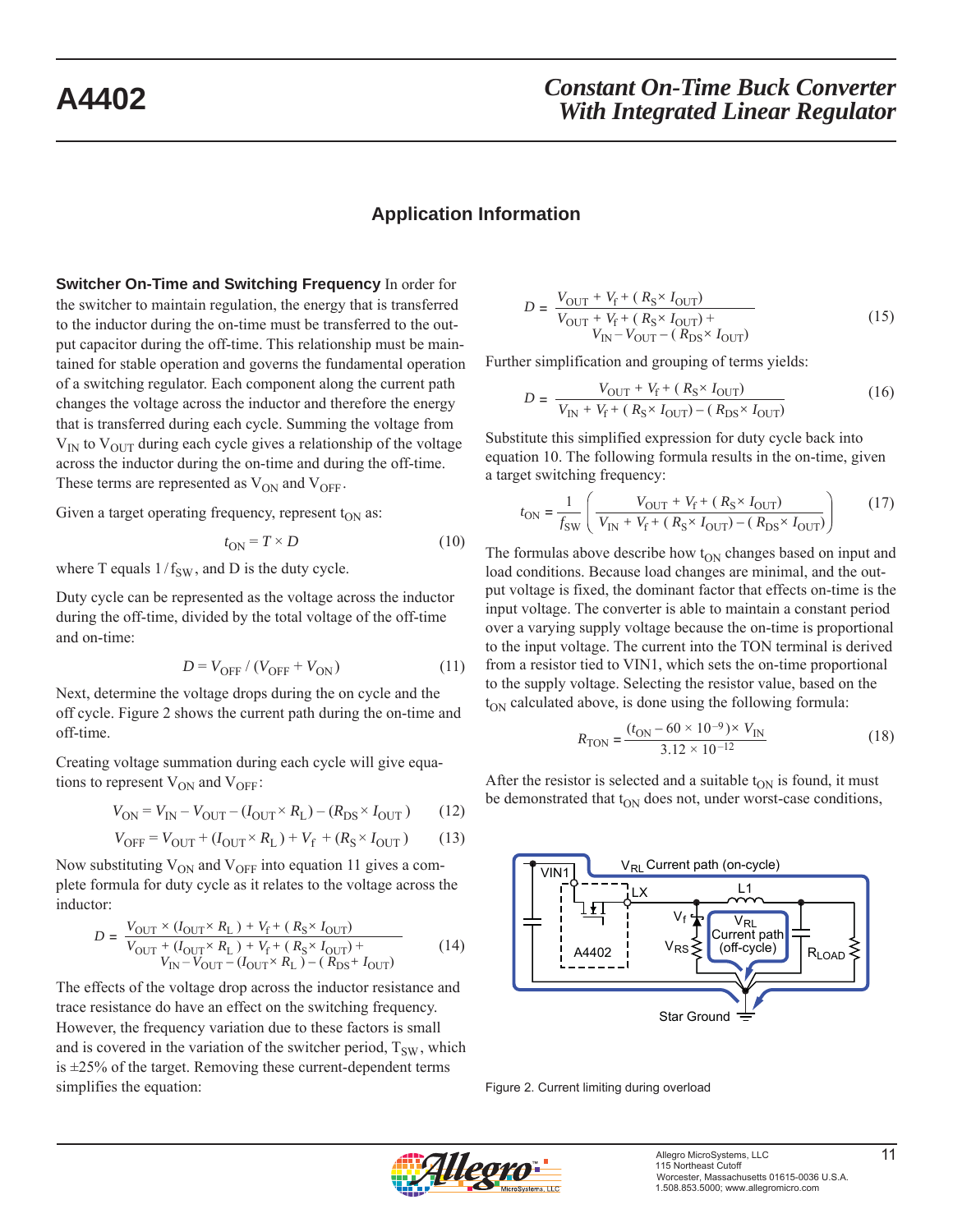## Application Information

**Switcher On-Time and Switching Frequency** In order for the switcher to maintain regulation, the energy that is transferred to the inductor during the on-time must be transferred to the output capacitor during the off-time. This relationship must be maintained for stable operation and governs the fundamental operation of a switching regulator. Each component along the current path changes the voltage across the inductor and therefore the energy that is transferred during each cycle. Summing the voltage from $V_{IN}$ to $V_{OUT}$ during each cycle gives a relationship of the voltage across the inductor during the on-time and during the off-time. These terms are represented as $V_{ON}$ and $V_{OFF}$.

Given a target operating frequency, represent $t_{ON}$ as:

$$t_{ON} = T \times D \tag{10}$$

where T equals $1 / f_{SW}$, and D is the duty cycle.

Duty cycle can be represented as the voltage across the inductor during the off-time, divided by the total voltage of the off-time and on-time:

$$D = V_{OFF} / (V_{OFF} + V_{ON}) \tag{11}$$

Next, determine the voltage drops during the on cycle and the off cycle. Figure 2 shows the current path during the on-time and off-time.

Creating voltage summation during each cycle will give equations to represent $V_{ON}$ and $V_{OFF}$:

$$V_{ON} = V_{IN} - V_{OUT} - (I_{OUT} \times R_L) - (R_{DS} \times I_{OUT}) \tag{12}$$

$$V_{OFF} = V_{OUT} + (I_{OUT} \times R_L) + V_f + (R_S \times I_{OUT}) \tag{13}$$

Now substituting $V_{ON}$ and $V_{OFF}$ into equation 11 gives a complete formula for duty cycle as it relates to the voltage across the inductor:

$$D = \frac{V_{OUT} \times (I_{OUT} \times R_L) + V_f + (R_S \times I_{OUT})}{V_{OUT} + (I_{OUT} \times R_L) + V_f + (R_S \times I_{OUT}) + V_{IN} - V_{OUT} - (I_{OUT} \times R_L) - (R_{DS} + I_{OUT})} \tag{14}$$

The effects of the voltage drop across the inductor resistance and trace resistance do have an effect on the switching frequency. However, the frequency variation due to these factors is small and is covered in the variation of the switcher period, $T_{SW}$, which is ±25% of the target. Removing these current-dependent terms simplifies the equation:

$$D = \frac{V_{OUT} + V_f + (R_S \times I_{OUT})}{V_{OUT} + V_f + (R_S \times I_{OUT}) + V_{IN} - V_{OUT} - (R_{DS} \times I_{OUT})} \tag{15}$$

Further simplification and grouping of terms yields:

$$D = \frac{V_{OUT} + V_f + (R_S \times I_{OUT})}{V_{IN} + V_f + (R_S \times I_{OUT}) - (R_{DS} \times I_{OUT})} \tag{16}$$

Substitute this simplified expression for duty cycle back into equation 10. The following formula results in the on-time, given a target switching frequency:

$$t_{ON} = \frac{1}{f_{SW}} \left( \frac{V_{OUT} + V_f + (R_S \times I_{OUT})}{V_{IN} + V_f + (R_S \times I_{OUT}) - (R_{DS} \times I_{OUT})} \right) \tag{17}$$

The formulas above describe how $t_{ON}$ changes based on input and load conditions. Because load changes are minimal, and the output voltage is fixed, the dominant factor that effects on-time is the input voltage. The converter is able to maintain a constant period over a varying supply voltage because the on-time is proportional to the input voltage. The current into the TON terminal is derived from a resistor tied to VIN1, which sets the on-time proportional to the supply voltage. Selecting the resistor value, based on the $t_{ON}$ calculated above, is done using the following formula:

$$R_{TON} = \frac{(t_{ON} - 60 \times 10^{-9}) \times V_{IN}}{3.12 \times 10^{-12}} \tag{18}$$

After the resistor is selected and a suitable $t_{ON}$ is found, it must be demonstrated that $t_{ON}$ does not, under worst-case conditions,

Figure 2. Current limiting during overload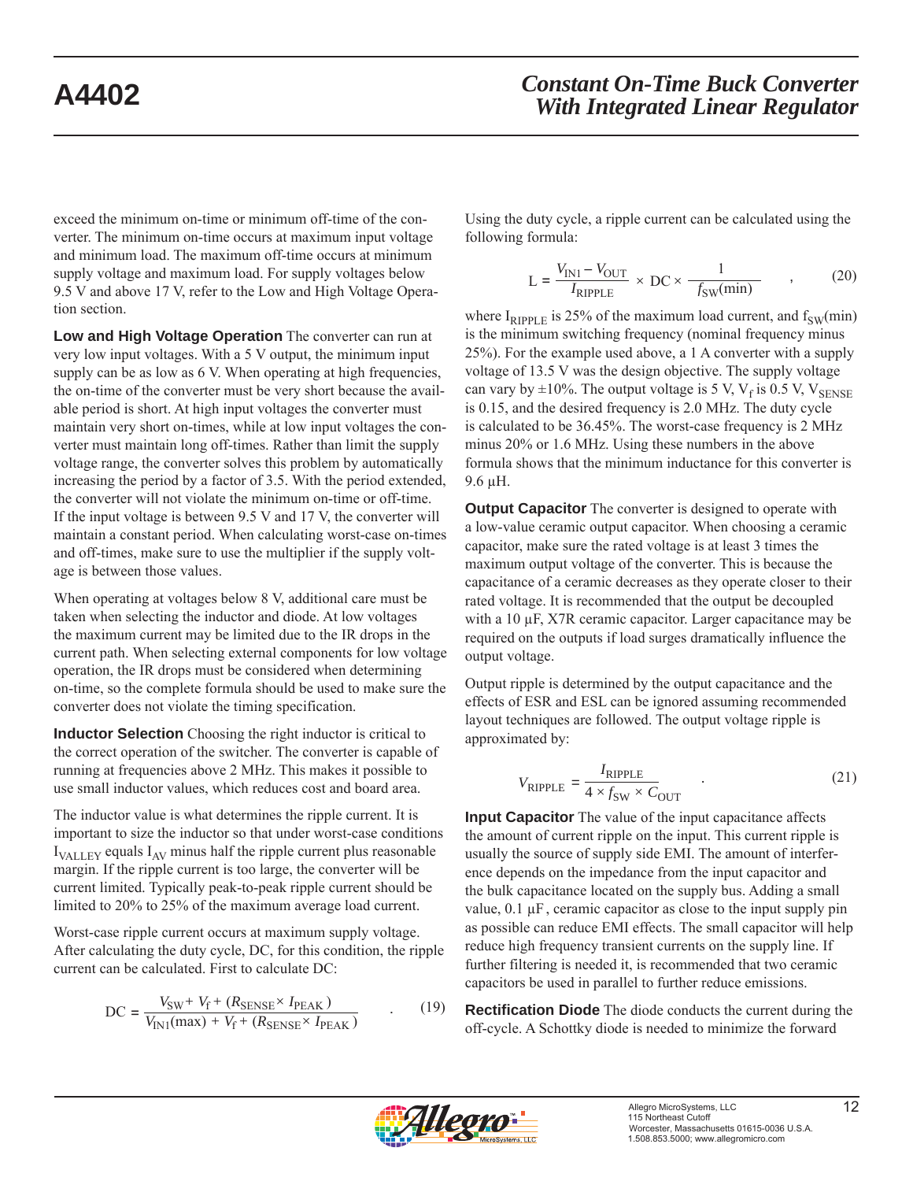exceed the minimum on-time or minimum off-time of the converter. The minimum on-time occurs at maximum input voltage and minimum load. The maximum off-time occurs at minimum supply voltage and maximum load. For supply voltages below 9.5 V and above 17 V, refer to the Low and High Voltage Operation section.

**Low and High Voltage Operation** The converter can run at very low input voltages. With a 5 V output, the minimum input supply can be as low as 6 V. When operating at high frequencies, the on-time of the converter must be very short because the available period is short. At high input voltages the converter must maintain very short on-times, while at low input voltages the converter must maintain long off-times. Rather than limit the supply voltage range, the converter solves this problem by automatically increasing the period by a factor of 3.5. With the period extended, the converter will not violate the minimum on-time or off-time. If the input voltage is between 9.5 V and 17 V, the converter will maintain a constant period. When calculating worst-case on-times and off-times, make sure to use the multiplier if the supply voltage is between those values.

When operating at voltages below 8 V, additional care must be taken when selecting the inductor and diode. At low voltages the maximum current may be limited due to the IR drops in the current path. When selecting external components for low voltage operation, the IR drops must be considered when determining on-time, so the complete formula should be used to make sure the converter does not violate the timing specification.

**Inductor Selection** Choosing the right inductor is critical to the correct operation of the switcher. The converter is capable of running at frequencies above 2 MHz. This makes it possible to use small inductor values, which reduces cost and board area.

The inductor value is what determines the ripple current. It is important to size the inductor so that under worst-case conditions $I_{VALLEY}$ equals $I_{AV}$ minus half the ripple current plus reasonable margin. If the ripple current is too large, the converter will be current limited. Typically peak-to-peak ripple current should be limited to 20% to 25% of the maximum average load current.

Worst-case ripple current occurs at maximum supply voltage. After calculating the duty cycle, DC, for this condition, the ripple current can be calculated. First to calculate DC:

$$DC = \frac{V_{SW} + V_f + (R_{SENSE} \times I_{PEAK})}{V_{IN1}(\max) + V_f + (R_{SENSE} \times I_{PEAK})} \quad . \tag{19}$$

Using the duty cycle, a ripple current can be calculated using the following formula:

$$L = \frac{V_{IN1} - V_{OUT}}{I_{RIPPLE}} \times DC \times \frac{1}{f_{SW}(\min)} \quad , \tag{20}$$

where $I_{RIPPLE}$ is 25% of the maximum load current, and $f_{SW}(\min)$ is the minimum switching frequency (nominal frequency minus 25%). For the example used above, a 1 A converter with a supply voltage of 13.5 V was the design objective. The supply voltage can vary by ±10%. The output voltage is 5 V, $V_f$ is 0.5 V, $V_{SENSE}$ is 0.15, and the desired frequency is 2.0 MHz. The duty cycle is calculated to be 36.45%. The worst-case frequency is 2 MHz minus 20% or 1.6 MHz. Using these numbers in the above formula shows that the minimum inductance for this converter is 9.6 µH.

**Output Capacitor** The converter is designed to operate with a low-value ceramic output capacitor. When choosing a ceramic capacitor, make sure the rated voltage is at least 3 times the maximum output voltage of the converter. This is because the capacitance of a ceramic decreases as they operate closer to their rated voltage. It is recommended that the output be decoupled with a 10 µF, X7R ceramic capacitor. Larger capacitance may be required on the outputs if load surges dramatically influence the output voltage.

Output ripple is determined by the output capacitance and the effects of ESR and ESL can be ignored assuming recommended layout techniques are followed. The output voltage ripple is approximated by:

$$V_{RIPPLE} = \frac{I_{RIPPLE}}{4 \times f_{SW} \times C_{OUT}} \quad . \tag{21}$$

**Input Capacitor** The value of the input capacitance affects the amount of current ripple on the input. This current ripple is usually the source of supply side EMI. The amount of interference depends on the impedance from the input capacitor and the bulk capacitance located on the supply bus. Adding a small value, 0.1 µF, ceramic capacitor as close to the input supply pin as possible can reduce EMI effects. The small capacitor will help reduce high frequency transient currents on the supply line. If further filtering is needed it, is recommended that two ceramic capacitors be used in parallel to further reduce emissions.

**Rectification Diode** The diode conducts the current during the off-cycle. A Schottky diode is needed to minimize the forward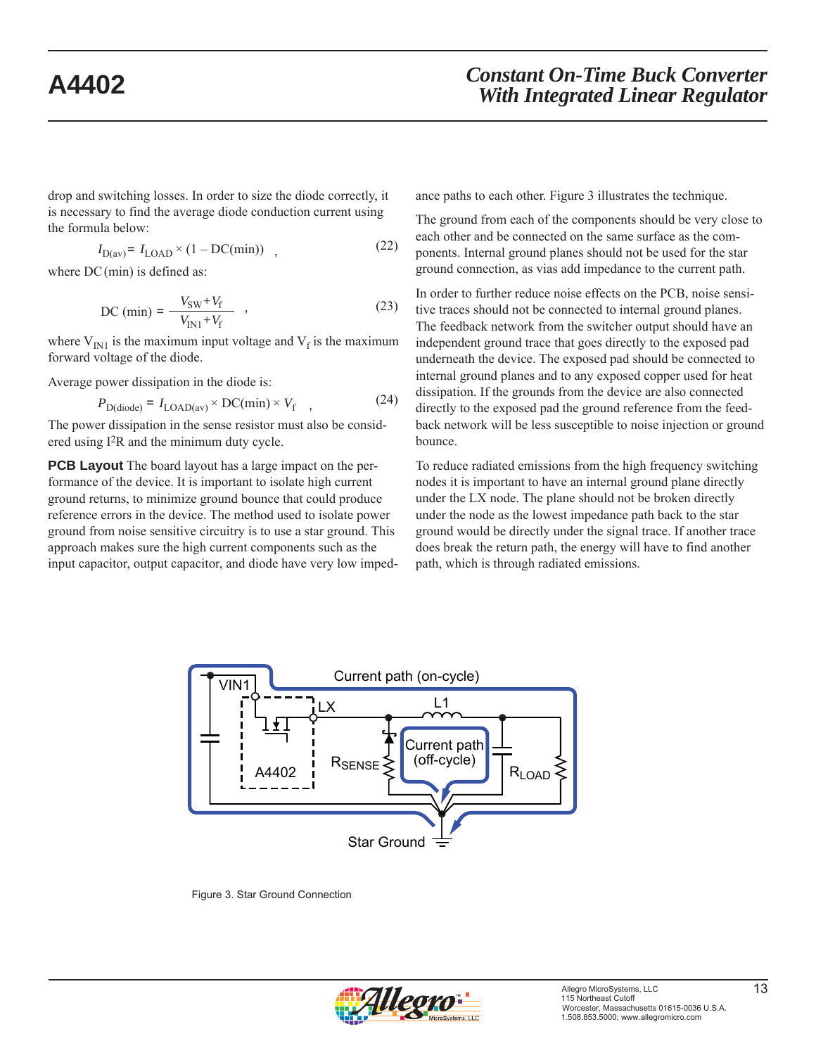drop and switching losses. In order to size the diode correctly, it is necessary to find the average diode conduction current using the formula below:

$$I_{D(av)} = I_{LOAD} \times (1 - DC(min)) \quad , \tag{22}$$

where DC (min) is defined as:

$$DC\ (min) = \frac{V_{SW} + V_f}{V_{IN1} + V_f} \quad , \tag{23}$$

where $V_{IN1}$ is the maximum input voltage and $V_f$ is the maximum forward voltage of the diode.

Average power dissipation in the diode is:

$$P_{D(diode)} = I_{LOAD(av)} \times DC(min) \times V_f \quad , \tag{24}$$

The power dissipation in the sense resistor must also be considered using $I^2R$ and the minimum duty cycle.

**PCB Layout** The board layout has a large impact on the performance of the device. It is important to isolate high current ground returns, to minimize ground bounce that could produce reference errors in the device. The method used to isolate power ground from noise sensitive circuitry is to use a star ground. This approach makes sure the high current components such as the input capacitor, output capacitor, and diode have very low impedance paths to each other. Figure 3 illustrates the technique.

The ground from each of the components should be very close to each other and be connected on the same surface as the components. Internal ground planes should not be used for the star ground connection, as vias add impedance to the current path.

In order to further reduce noise effects on the PCB, noise sensitive traces should not be connected to internal ground planes. The feedback network from the switcher output should have an independent ground trace that goes directly to the exposed pad underneath the device. The exposed pad should be connected to internal ground planes and to any exposed copper used for heat dissipation. If the grounds from the device are also connected directly to the exposed pad the ground reference from the feedback network will be less susceptible to noise injection or ground bounce.

To reduce radiated emissions from the high frequency switching nodes it is important to have an internal ground plane directly under the LX node. The plane should not be broken directly under the node as the lowest impedance path back to the star ground would be directly under the signal trace. If another trace does break the return path, the energy will have to find another path, which is through radiated emissions.

Figure 3. Star Ground Connection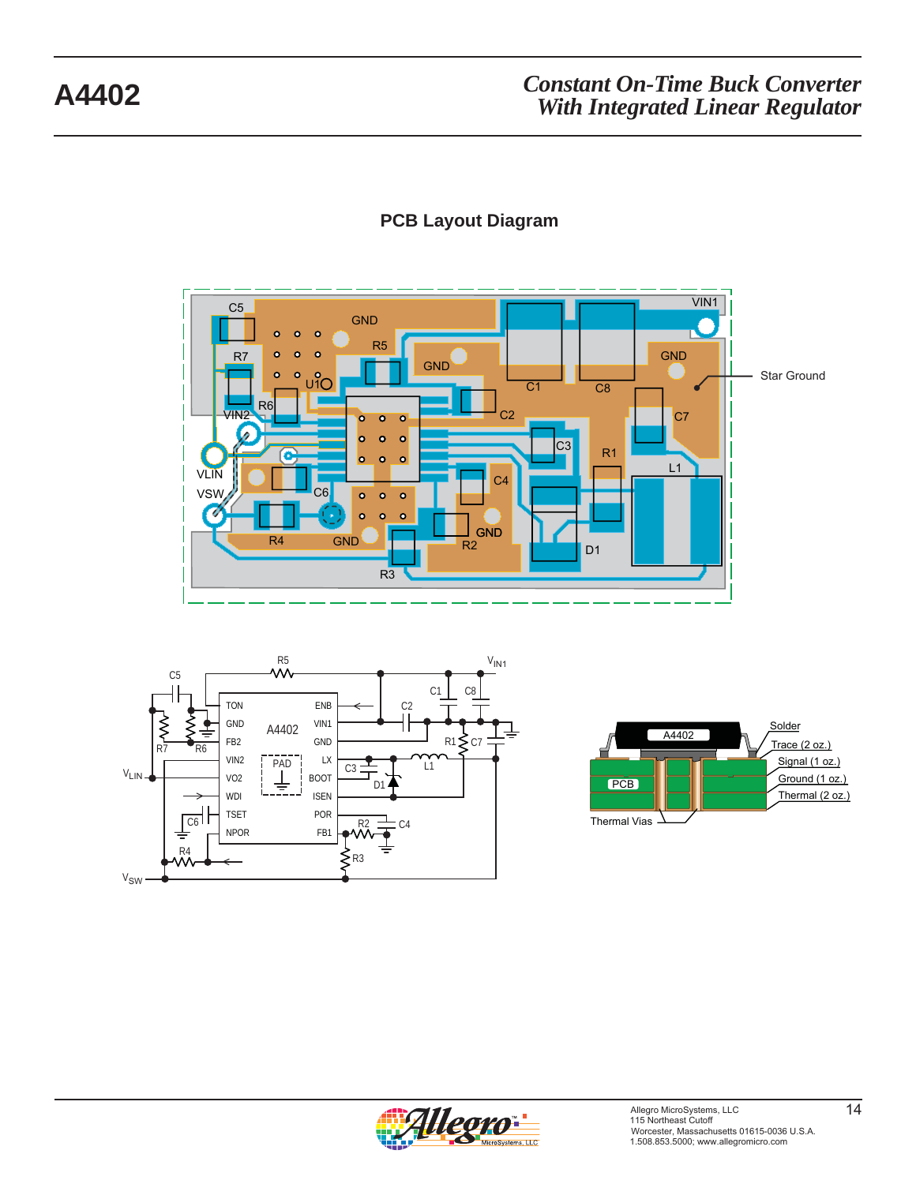## PCB Layout Diagram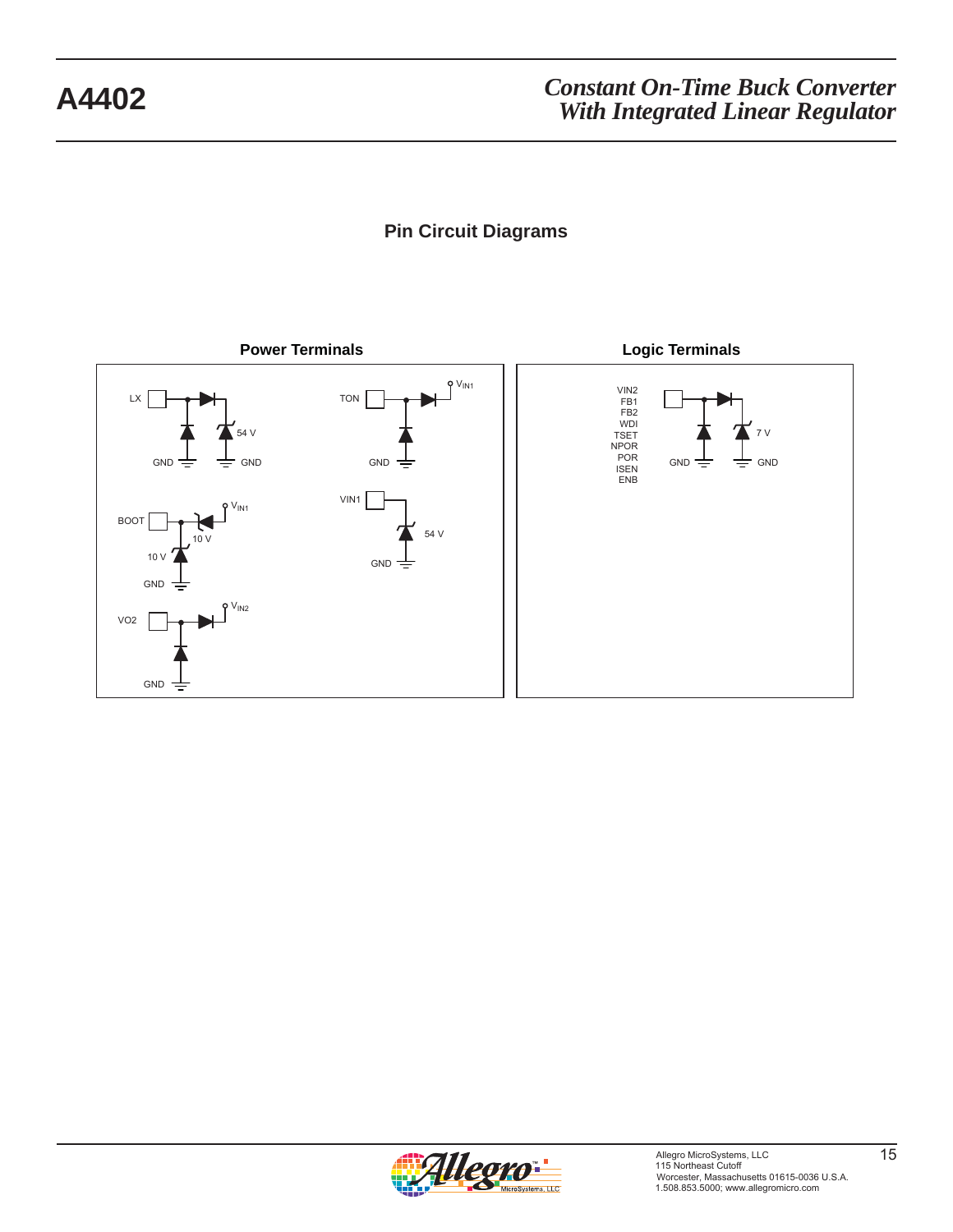## Pin Circuit Diagrams

**Power Terminals**

LX, 54 V, GND, GND

TON, $V_{IN1}$, GND

BOOT, $V_{IN1}$, 10 V, 10 V, GND

VIN1, 54 V, GND

VO2, $V_{IN2}$, GND

**Logic Terminals**

VIN2
FB1
FB2
WDI
TSET
NPOR
POR
ISEN
ENB

7 V, GND, GND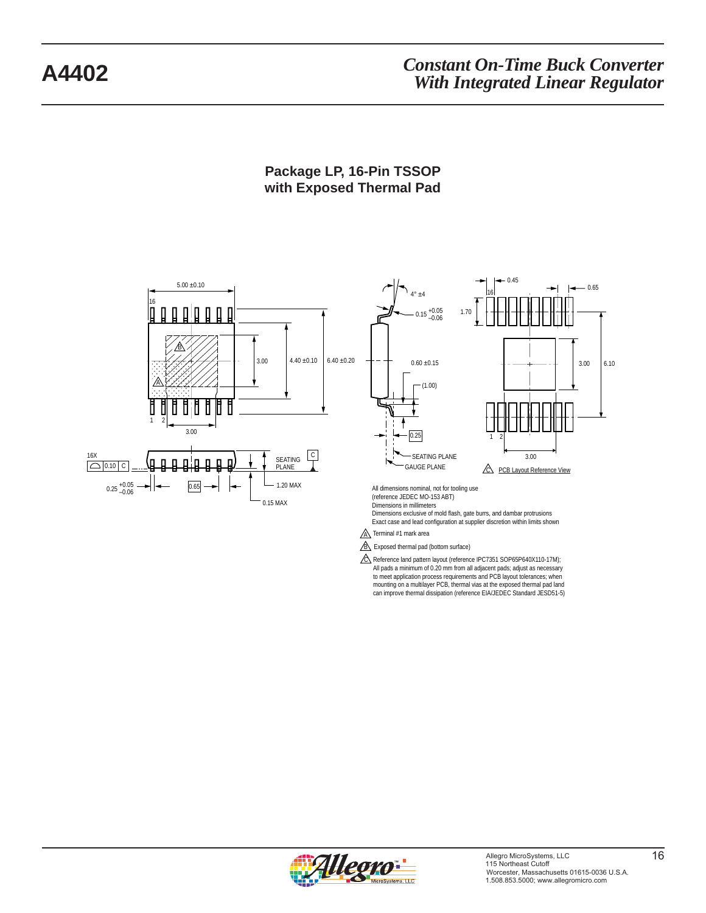## Package LP, 16-Pin TSSOP with Exposed Thermal Pad

5.00 ±0.10

16

1 2

3.00

3.00

4.40 ±0.10

6.40 ±0.20

16X 0.10 C

0.25 +0.05 –0.06

0.65

SEATING PLANE

C

1.20 MAX

0.15 MAX

4° ±4

0.15 +0.05 –0.06

0.60 ±0.15

(1.00)

0.25

SEATING PLANE

GAUGE PLANE

0.45

0.65

1.70

16

3.00

6.10

1 2

3.00

C PCB Layout Reference View

All dimensions nominal, not for tooling use
(reference JEDEC MO-153 ABT)
Dimensions in millimeters
Dimensions exclusive of mold flash, gate burrs, and dambar protrusions
Exact case and lead configuration at supplier discretion within limits shown

A Terminal #1 mark area

B Exposed thermal pad (bottom surface)

C Reference land pattern layout (reference IPC7351 SOP65P640X110-17M);
All pads a minimum of 0.20 mm from all adjacent pads; adjust as necessary to meet application process requirements and PCB layout tolerances; when mounting on a multilayer PCB, thermal vias at the exposed thermal pad land can improve thermal dissipation (reference EIA/JEDEC Standard JESD51-5)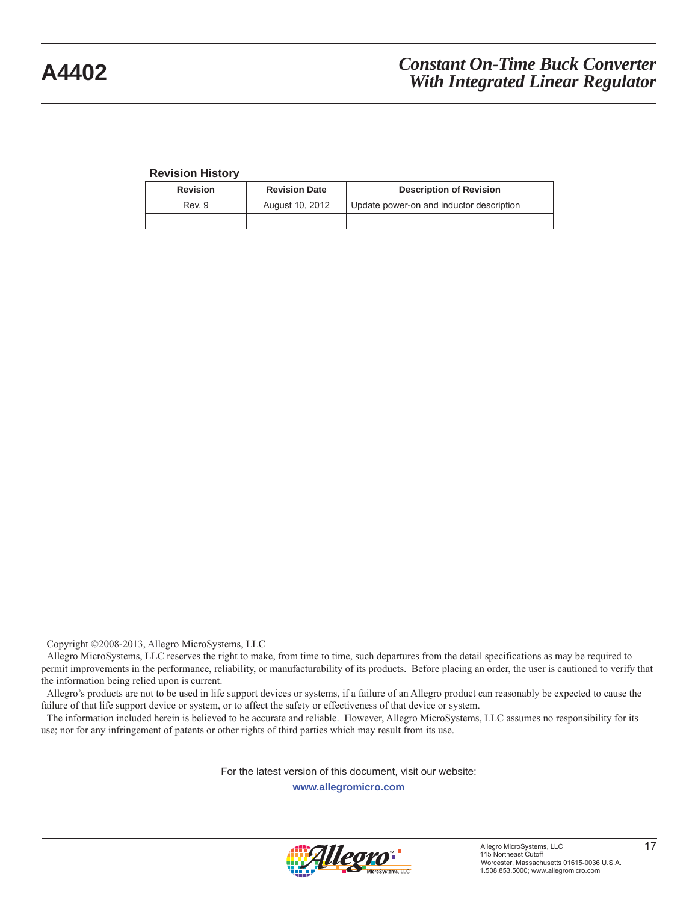### Revision History

| Revision | Revision Date | Description of Revision |
|---|---|---|
| Rev. 9 | August 10, 2012 | Update power-on and inductor description |
| | | |

Copyright ©2008-2013, Allegro MicroSystems, LLC

Allegro MicroSystems, LLC reserves the right to make, from time to time, such departures from the detail specifications as may be required to permit improvements in the performance, reliability, or manufacturability of its products. Before placing an order, the user is cautioned to verify that the information being relied upon is current.

Allegro's products are not to be used in life support devices or systems, if a failure of an Allegro product can reasonably be expected to cause the failure of that life support device or system, or to affect the safety or effectiveness of that device or system.

The information included herein is believed to be accurate and reliable. However, Allegro MicroSystems, LLC assumes no responsibility for its use; nor for any infringement of patents or other rights of third parties which may result from its use.

For the latest version of this document, visit our website:

**www.allegromicro.com**